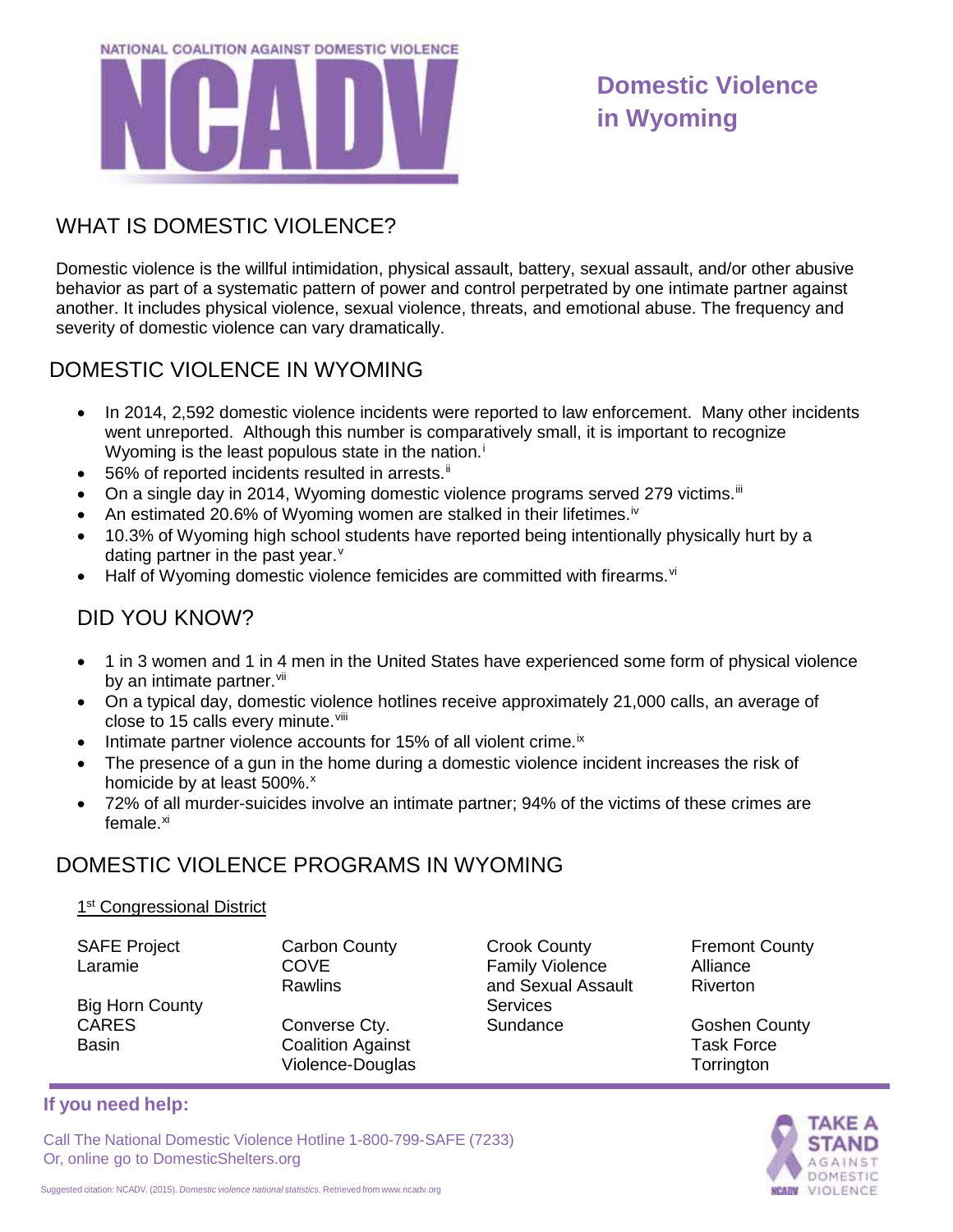NATIONAL COALITION AGAINST DOMESTIC VIOLENCE

# NCADV

# Domestic Violence in Wyoming

## WHAT IS DOMESTIC VIOLENCE?

Domestic violence is the willful intimidation, physical assault, battery, sexual assault, and/or other abusive behavior as part of a systematic pattern of power and control perpetrated by one intimate partner against another. It includes physical violence, sexual violence, threats, and emotional abuse. The frequency and severity of domestic violence can vary dramatically.

## DOMESTIC VIOLENCE IN WYOMING

- In 2014, 2,592 domestic violence incidents were reported to law enforcement. Many other incidents went unreported. Although this number is comparatively small, it is important to recognize Wyoming is the least populous state in the nation.[i]
- 56% of reported incidents resulted in arrests.[ii]
- On a single day in 2014, Wyoming domestic violence programs served 279 victims.[iii]
- An estimated 20.6% of Wyoming women are stalked in their lifetimes.[iv]
- 10.3% of Wyoming high school students have reported being intentionally physically hurt by a dating partner in the past year.[v]
- Half of Wyoming domestic violence femicides are committed with firearms.[vi]

## DID YOU KNOW?

- 1 in 3 women and 1 in 4 men in the United States have experienced some form of physical violence by an intimate partner.[vii]
- On a typical day, domestic violence hotlines receive approximately 21,000 calls, an average of close to 15 calls every minute.[viii]
- Intimate partner violence accounts for 15% of all violent crime.[ix]
- The presence of a gun in the home during a domestic violence incident increases the risk of homicide by at least 500%.[x]
- 72% of all murder-suicides involve an intimate partner; 94% of the victims of these crimes are female.[xi]

## DOMESTIC VIOLENCE PROGRAMS IN WYOMING

1st Congressional District

SAFE Project
Laramie

Big Horn County CARES
Basin

Carbon County COVE
Rawlins

Converse Cty. Coalition Against Violence-Douglas

Crook County Family Violence and Sexual Assault Services
Sundance

Fremont County Alliance
Riverton

Goshen County Task Force
Torrington

**If you need help:**

Call The National Domestic Violence Hotline 1-800-799-SAFE (7233)
Or, online go to DomesticShelters.org

TAKE A STAND AGAINST DOMESTIC VIOLENCE

Suggested citation: NCADV. (2015). *Domestic violence national statistics*. Retrieved from www.ncadv.org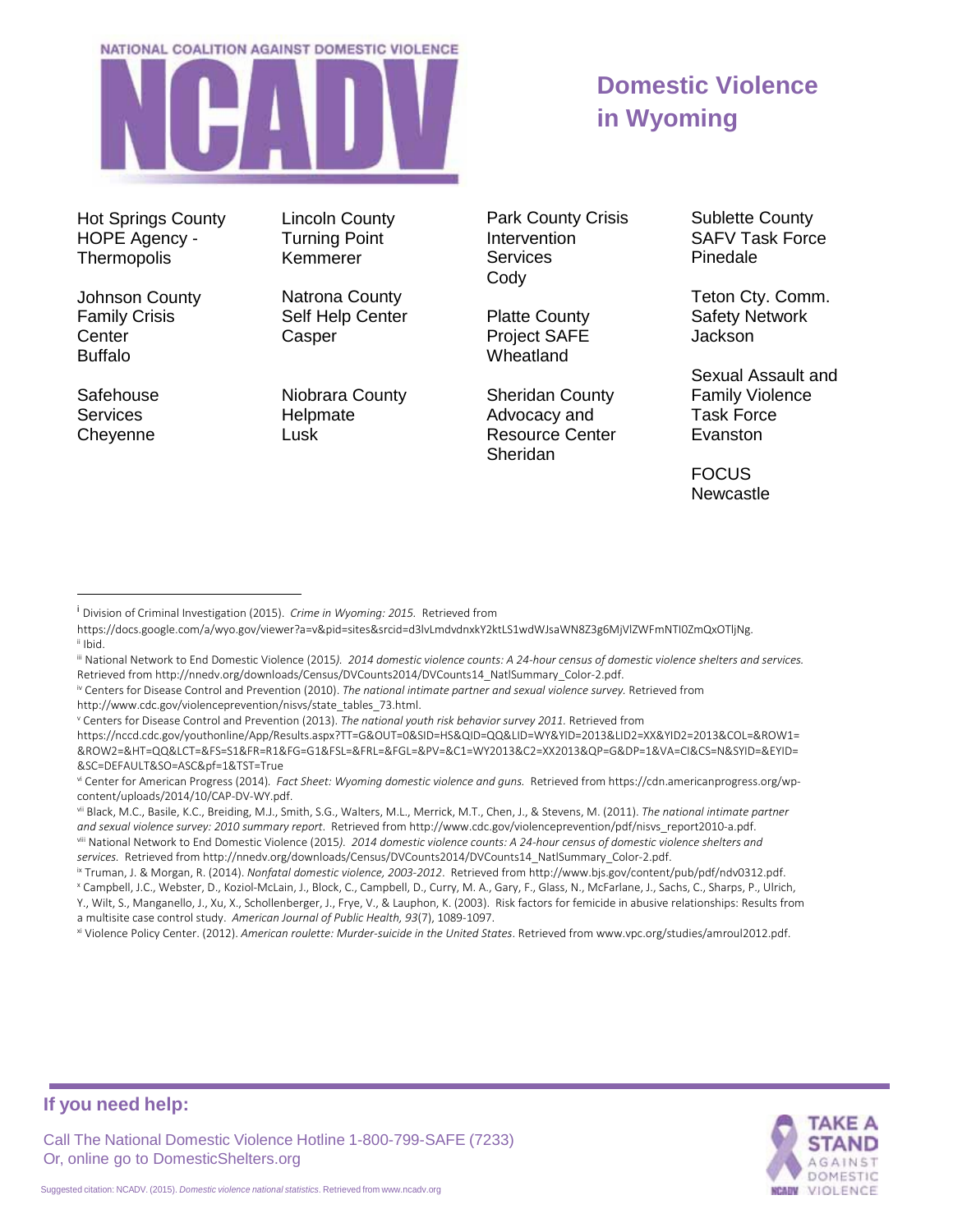NATIONAL COALITION AGAINST DOMESTIC VIOLENCE

# Domestic Violence in Wyoming

Hot Springs County HOPE Agency - Thermopolis

Johnson County Family Crisis Center Buffalo

Safehouse Services Cheyenne

Lincoln County Turning Point Kemmerer

Natrona County Self Help Center Casper

Niobrara County Helpmate Lusk

Park County Crisis Intervention Services Cody

Platte County Project SAFE Wheatland

Sheridan County Advocacy and Resource Center Sheridan

Sublette County SAFV Task Force Pinedale

Teton Cty. Comm. Safety Network Jackson

Sexual Assault and Family Violence Task Force Evanston

FOCUS Newcastle

---

[i] Division of Criminal Investigation (2015). *Crime in Wyoming: 2015*. Retrieved from https://docs.google.com/a/wyo.gov/viewer?a=v&pid=sites&srcid=d3lvLmdvdnxkY2ktLS1wdWJsaWN8Z3g6MjVlZWFmNTI0ZmQxOTljNg.

[ii] Ibid.

[iii] National Network to End Domestic Violence (2015*). 2014 domestic violence counts: A 24-hour census of domestic violence shelters and services.* Retrieved from http://nnedv.org/downloads/Census/DVCounts2014/DVCounts14_NatlSummary_Color-2.pdf.

[iv] Centers for Disease Control and Prevention (2010). *The national intimate partner and sexual violence survey.* Retrieved from http://www.cdc.gov/violenceprevention/nisvs/state_tables_73.html.

[v] Centers for Disease Control and Prevention (2013). *The national youth risk behavior survey 2011.* Retrieved from https://nccd.cdc.gov/youthonline/App/Results.aspx?TT=G&OUT=0&SID=HS&QID=QQ&LID=WY&YID=2013&LID2=XX&YID2=2013&COL=&ROW1=&ROW2=&HT=QQ&LCT=&FS=S1&FR=R1&FG=G1&FSL=&FRL=&FGL=&PV=&C1=WY2013&C2=XX2013&QP=G&DP=1&VA=CI&CS=N&SYID=&EYID=&SC=DEFAULT&SO=ASC&pf=1&TST=True

[vi] Center for American Progress (2014)*. Fact Sheet: Wyoming domestic violence and guns.* Retrieved from https://cdn.americanprogress.org/wp-content/uploads/2014/10/CAP-DV-WY.pdf.

[vii] Black, M.C., Basile, K.C., Breiding, M.J., Smith, S.G., Walters, M.L., Merrick, M.T., Chen, J., & Stevens, M. (2011). *The national intimate partner and sexual violence survey: 2010 summary report*. Retrieved from http://www.cdc.gov/violenceprevention/pdf/nisvs_report2010-a.pdf.

[viii] National Network to End Domestic Violence (2015*). 2014 domestic violence counts: A 24-hour census of domestic violence shelters and services*. Retrieved from http://nnedv.org/downloads/Census/DVCounts2014/DVCounts14_NatlSummary_Color-2.pdf.

[ix] Truman, J. & Morgan, R. (2014). *Nonfatal domestic violence, 2003-2012*. Retrieved from http://www.bjs.gov/content/pub/pdf/ndv0312.pdf.

[x] Campbell, J.C., Webster, D., Koziol-McLain, J., Block, C., Campbell, D., Curry, M. A., Gary, F., Glass, N., McFarlane, J., Sachs, C., Sharps, P., Ulrich, Y., Wilt, S., Manganello, J., Xu, X., Schollenberger, J., Frye, V., & Lauphon, K. (2003). Risk factors for femicide in abusive relationships: Results from a multisite case control study. *American Journal of Public Health, 93*(7), 1089-1097.

[xi] Violence Policy Center. (2012). *American roulette: Murder-suicide in the United States*. Retrieved from www.vpc.org/studies/amroul2012.pdf.

## If you need help:

Call The National Domestic Violence Hotline 1-800-799-SAFE (7233)
Or, online go to DomesticShelters.org

TAKE A STAND AGAINST DOMESTIC VIOLENCE

Suggested citation: NCADV. (2015). *Domestic violence national statistics*. Retrieved from www.ncadv.org